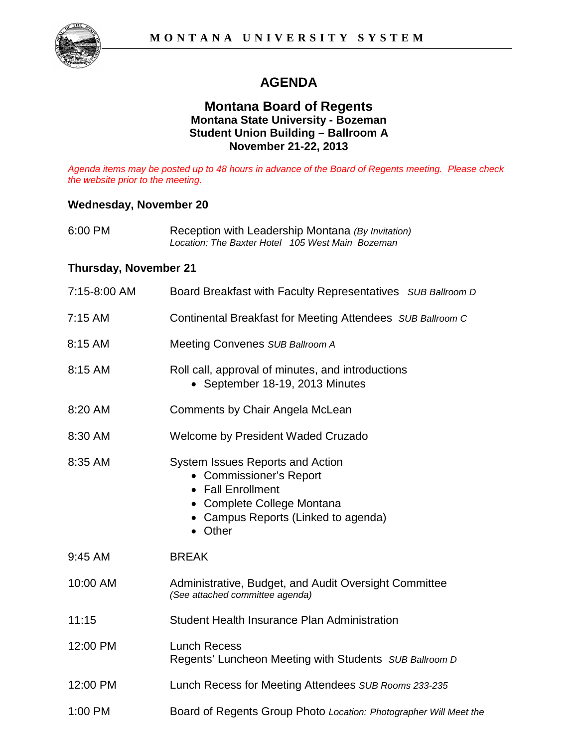MONTANA UNIVERSITY SYSTEM

# AGENDA

## Montana Board of Regents
**Montana State University - Bozeman**
**Student Union Building – Ballroom A**
**November 21-22, 2013**

*Agenda items may be posted up to 48 hours in advance of the Board of Regents meeting. Please check the website prior to the meeting.*

### Wednesday, November 20

6:00 PM — Reception with Leadership Montana *(By Invitation)*
*Location: The Baxter Hotel 105 West Main Bozeman*

### Thursday, November 21

7:15-8:00 AM — Board Breakfast with Faculty Representatives *SUB Ballroom D*

7:15 AM — Continental Breakfast for Meeting Attendees *SUB Ballroom C*

8:15 AM — Meeting Convenes *SUB Ballroom A*

8:15 AM — Roll call, approval of minutes, and introductions
- September 18-19, 2013 Minutes

8:20 AM — Comments by Chair Angela McLean

8:30 AM — Welcome by President Waded Cruzado

8:35 AM — System Issues Reports and Action
- Commissioner's Report
- Fall Enrollment
- Complete College Montana
- Campus Reports (Linked to agenda)
- Other

9:45 AM — BREAK

10:00 AM — Administrative, Budget, and Audit Oversight Committee
*(See attached committee agenda)*

11:15 — Student Health Insurance Plan Administration

12:00 PM — Lunch Recess
Regents' Luncheon Meeting with Students *SUB Ballroom D*

12:00 PM — Lunch Recess for Meeting Attendees *SUB Rooms 233-235*

1:00 PM — Board of Regents Group Photo *Location: Photographer Will Meet the*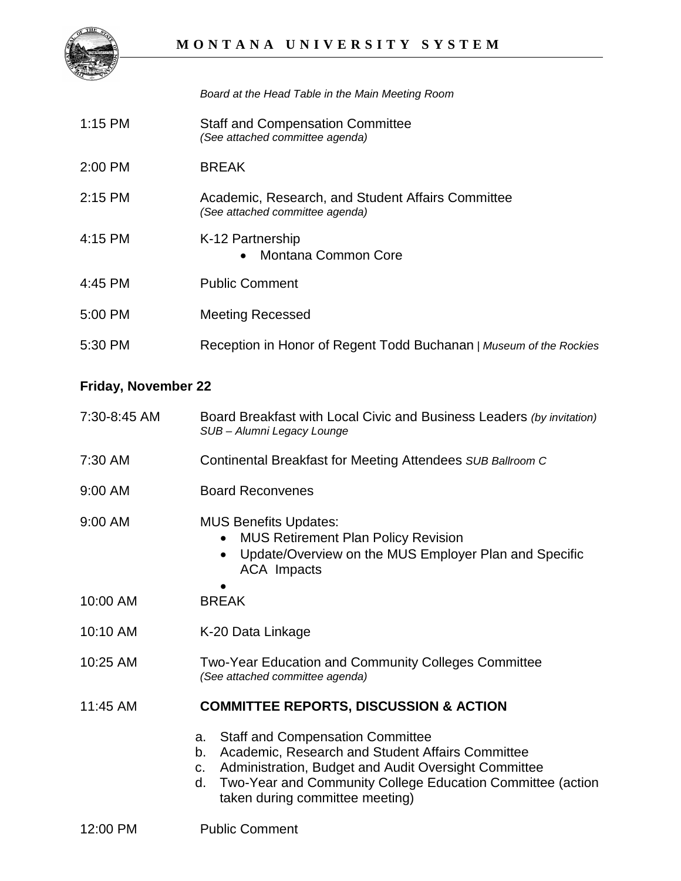*Board at the Head Table in the Main Meeting Room*

1:15 PM Staff and Compensation Committee
*(See attached committee agenda)*

2:00 PM BREAK

2:15 PM Academic, Research, and Student Affairs Committee
*(See attached committee agenda)*

4:15 PM K-12 Partnership
- Montana Common Core

4:45 PM Public Comment

5:00 PM Meeting Recessed

5:30 PM Reception in Honor of Regent Todd Buchanan | *Museum of the Rockies*

**Friday, November 22**

7:30-8:45 AM Board Breakfast with Local Civic and Business Leaders *(by invitation)*
*SUB – Alumni Legacy Lounge*

7:30 AM Continental Breakfast for Meeting Attendees *SUB Ballroom C*

9:00 AM Board Reconvenes

9:00 AM MUS Benefits Updates:
- MUS Retirement Plan Policy Revision
- Update/Overview on the MUS Employer Plan and Specific ACA Impacts
- 

10:00 AM BREAK

10:10 AM K-20 Data Linkage

10:25 AM Two-Year Education and Community Colleges Committee
*(See attached committee agenda)*

11:45 AM **COMMITTEE REPORTS, DISCUSSION & ACTION**

a. Staff and Compensation Committee
b. Academic, Research and Student Affairs Committee
c. Administration, Budget and Audit Oversight Committee
d. Two-Year and Community College Education Committee (action taken during committee meeting)

12:00 PM Public Comment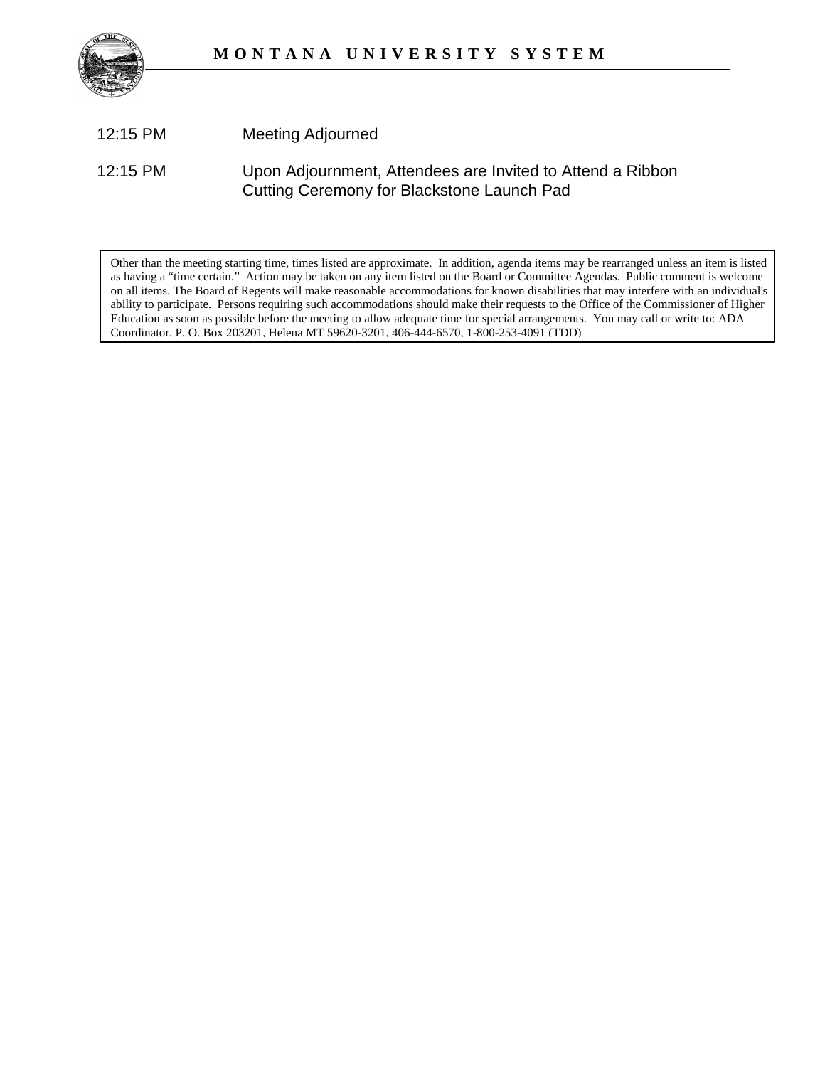12:15 PM Meeting Adjourned

12:15 PM Upon Adjournment, Attendees are Invited to Attend a Ribbon Cutting Ceremony for Blackstone Launch Pad

Other than the meeting starting time, times listed are approximate. In addition, agenda items may be rearranged unless an item is listed as having a "time certain." Action may be taken on any item listed on the Board or Committee Agendas. Public comment is welcome on all items. The Board of Regents will make reasonable accommodations for known disabilities that may interfere with an individual's ability to participate. Persons requiring such accommodations should make their requests to the Office of the Commissioner of Higher Education as soon as possible before the meeting to allow adequate time for special arrangements. You may call or write to: ADA Coordinator, P. O. Box 203201, Helena MT 59620-3201, 406-444-6570, 1-800-253-4091 (TDD)